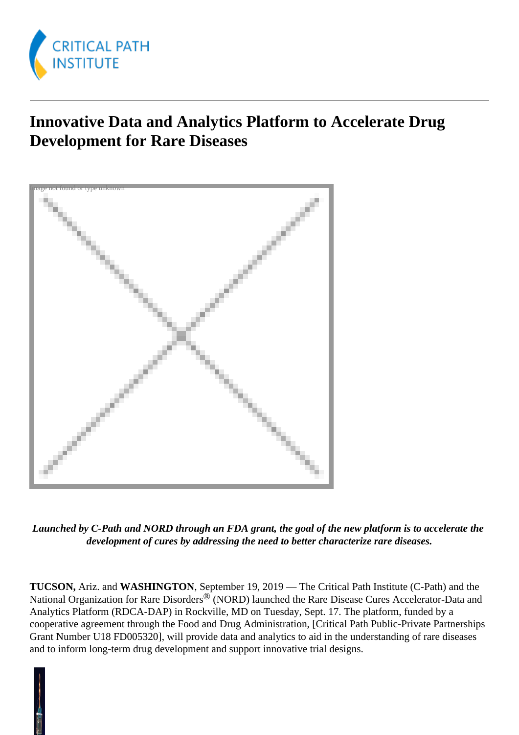CRITICAL PATH INSTITUTE

# Innovative Data and Analytics Platform to Accelerate Drug Development for Rare Diseases

Image not found or type unknown

***Launched by C-Path and NORD through an FDA grant, the goal of the new platform is to accelerate the development of cures by addressing the need to better characterize rare diseases.***

**TUCSON,** Ariz. and **WASHINGTON**, September 19, 2019 — The Critical Path Institute (C-Path) and the National Organization for Rare Disorders® (NORD) launched the Rare Disease Cures Accelerator-Data and Analytics Platform (RDCA-DAP) in Rockville, MD on Tuesday, Sept. 17. The platform, funded by a cooperative agreement through the Food and Drug Administration, [Critical Path Public-Private Partnerships Grant Number U18 FD005320], will provide data and analytics to aid in the understanding of rare diseases and to inform long-term drug development and support innovative trial designs.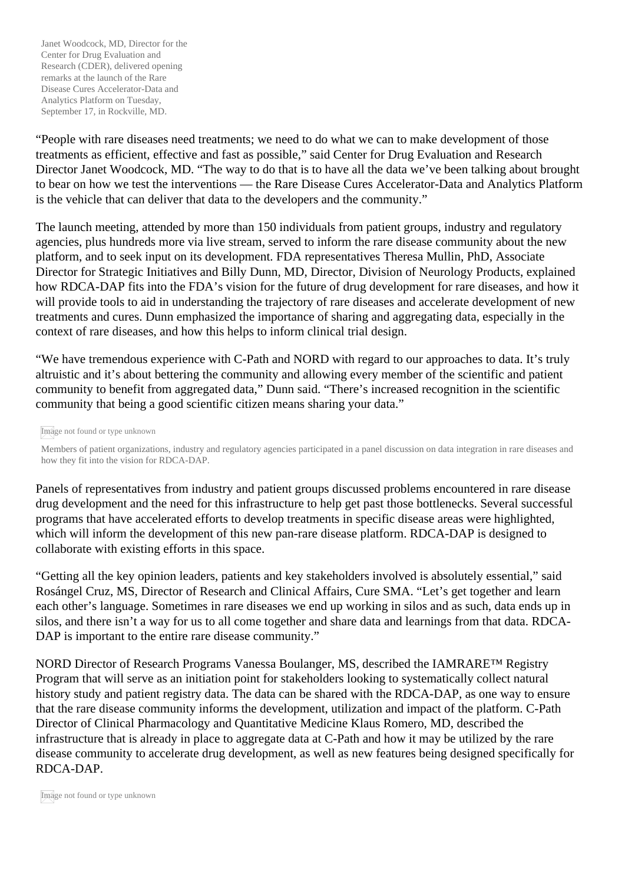Janet Woodcock, MD, Director for the Center for Drug Evaluation and Research (CDER), delivered opening remarks at the launch of the Rare Disease Cures Accelerator-Data and Analytics Platform on Tuesday, September 17, in Rockville, MD.

"People with rare diseases need treatments; we need to do what we can to make development of those treatments as efficient, effective and fast as possible," said Center for Drug Evaluation and Research Director Janet Woodcock, MD. "The way to do that is to have all the data we've been talking about brought to bear on how we test the interventions — the Rare Disease Cures Accelerator-Data and Analytics Platform is the vehicle that can deliver that data to the developers and the community."

The launch meeting, attended by more than 150 individuals from patient groups, industry and regulatory agencies, plus hundreds more via live stream, served to inform the rare disease community about the new platform, and to seek input on its development. FDA representatives Theresa Mullin, PhD, Associate Director for Strategic Initiatives and Billy Dunn, MD, Director, Division of Neurology Products, explained how RDCA-DAP fits into the FDA's vision for the future of drug development for rare diseases, and how it will provide tools to aid in understanding the trajectory of rare diseases and accelerate development of new treatments and cures. Dunn emphasized the importance of sharing and aggregating data, especially in the context of rare diseases, and how this helps to inform clinical trial design.

"We have tremendous experience with C-Path and NORD with regard to our approaches to data. It's truly altruistic and it's about bettering the community and allowing every member of the scientific and patient community to benefit from aggregated data," Dunn said. "There's increased recognition in the scientific community that being a good scientific citizen means sharing your data."

Image not found or type unknown

Members of patient organizations, industry and regulatory agencies participated in a panel discussion on data integration in rare diseases and how they fit into the vision for RDCA-DAP.

Panels of representatives from industry and patient groups discussed problems encountered in rare disease drug development and the need for this infrastructure to help get past those bottlenecks. Several successful programs that have accelerated efforts to develop treatments in specific disease areas were highlighted, which will inform the development of this new pan-rare disease platform. RDCA-DAP is designed to collaborate with existing efforts in this space.

"Getting all the key opinion leaders, patients and key stakeholders involved is absolutely essential," said Rosángel Cruz, MS, Director of Research and Clinical Affairs, Cure SMA. "Let's get together and learn each other's language. Sometimes in rare diseases we end up working in silos and as such, data ends up in silos, and there isn't a way for us to all come together and share data and learnings from that data. RDCA-DAP is important to the entire rare disease community."

NORD Director of Research Programs Vanessa Boulanger, MS, described the IAMRARE™ Registry Program that will serve as an initiation point for stakeholders looking to systematically collect natural history study and patient registry data. The data can be shared with the RDCA-DAP, as one way to ensure that the rare disease community informs the development, utilization and impact of the platform. C-Path Director of Clinical Pharmacology and Quantitative Medicine Klaus Romero, MD, described the infrastructure that is already in place to aggregate data at C-Path and how it may be utilized by the rare disease community to accelerate drug development, as well as new features being designed specifically for RDCA-DAP.

Image not found or type unknown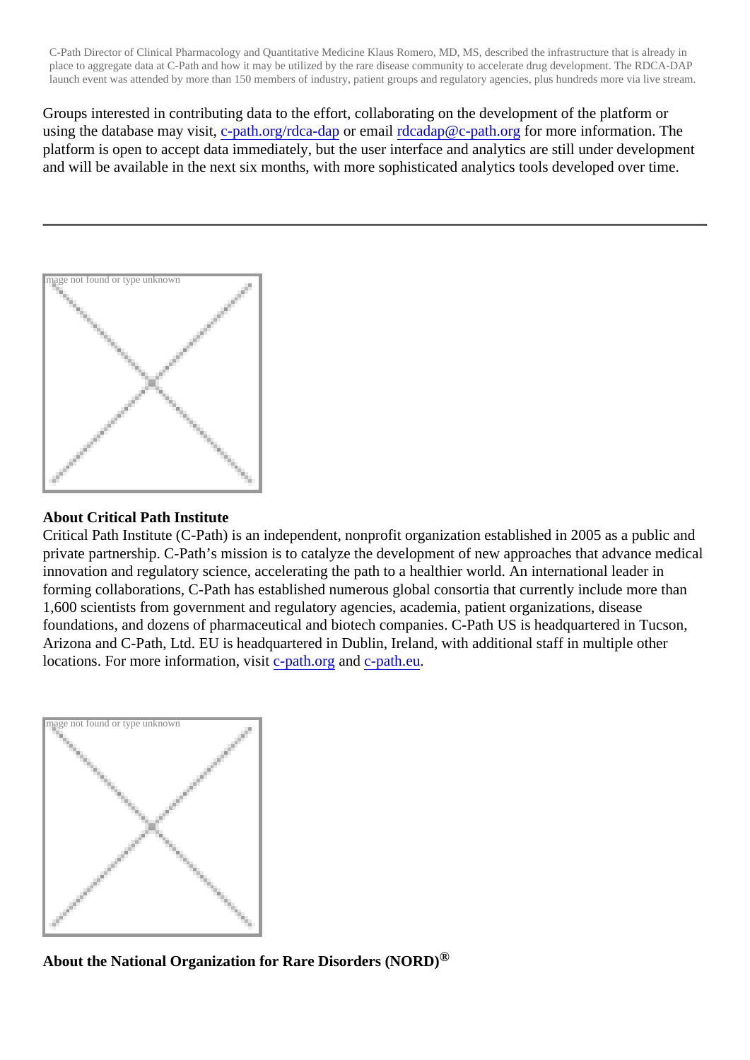C-Path Director of Clinical Pharmacology and Quantitative Medicine Klaus Romero, MD, MS, described the infrastructure that is already in place to aggregate data at C-Path and how it may be utilized by the rare disease community to accelerate drug development. The RDCA-DAP launch event was attended by more than 150 members of industry, patient groups and regulatory agencies, plus hundreds more via live stream.

Groups interested in contributing data to the effort, collaborating on the development of the platform or using the database may visit, c-path.org/rdca-dap or email rdcadap@c-path.org for more information. The platform is open to accept data immediately, but the user interface and analytics are still under development and will be available in the next six months, with more sophisticated analytics tools developed over time.

---

**About Critical Path Institute**

Critical Path Institute (C-Path) is an independent, nonprofit organization established in 2005 as a public and private partnership. C-Path's mission is to catalyze the development of new approaches that advance medical innovation and regulatory science, accelerating the path to a healthier world. An international leader in forming collaborations, C-Path has established numerous global consortia that currently include more than 1,600 scientists from government and regulatory agencies, academia, patient organizations, disease foundations, and dozens of pharmaceutical and biotech companies. C-Path US is headquartered in Tucson, Arizona and C-Path, Ltd. EU is headquartered in Dublin, Ireland, with additional staff in multiple other locations. For more information, visit c-path.org and c-path.eu.

**About the National Organization for Rare Disorders (NORD)®**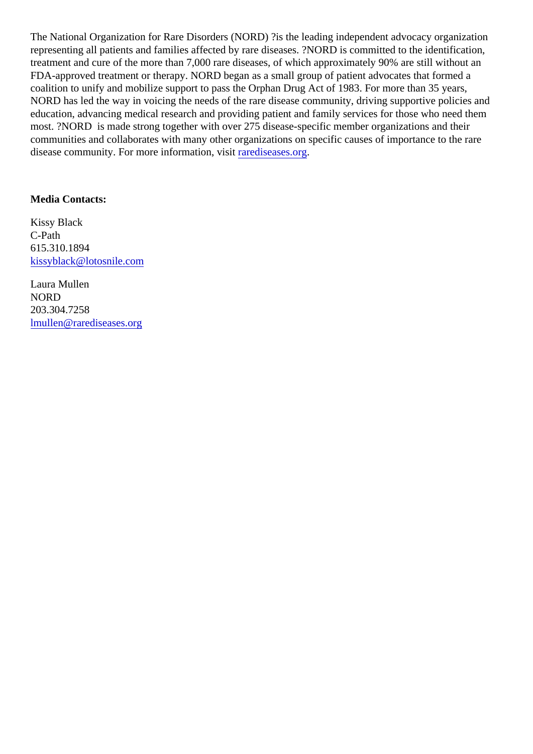The National Organization for Rare Disorders (NORD) ?is the leading independent advocacy organization representing all patients and families affected by rare diseases. ?NORD is committed to the identification, treatment and cure of the more than 7,000 rare diseases, of which approximately 90% are still without an FDA-approved treatment or therapy. NORD began as a small group of patient advocates that formed a coalition to unify and mobilize support to pass the Orphan Drug Act of 1983. For more than 35 years, NORD has led the way in voicing the needs of the rare disease community, driving supportive policies and education, advancing medical research and providing patient and family services for those who need them most. ?NORD is made strong together with over 275 disease-specific member organizations and their communities and collaborates with many other organizations on specific causes of importance to the rare disease community. For more information, visit rarediseases.org.

**Media Contacts:**

Kissy Black
C-Path
615.310.1894
kissyblack@lotosnile.com

Laura Mullen
NORD
203.304.7258
lmullen@rarediseases.org